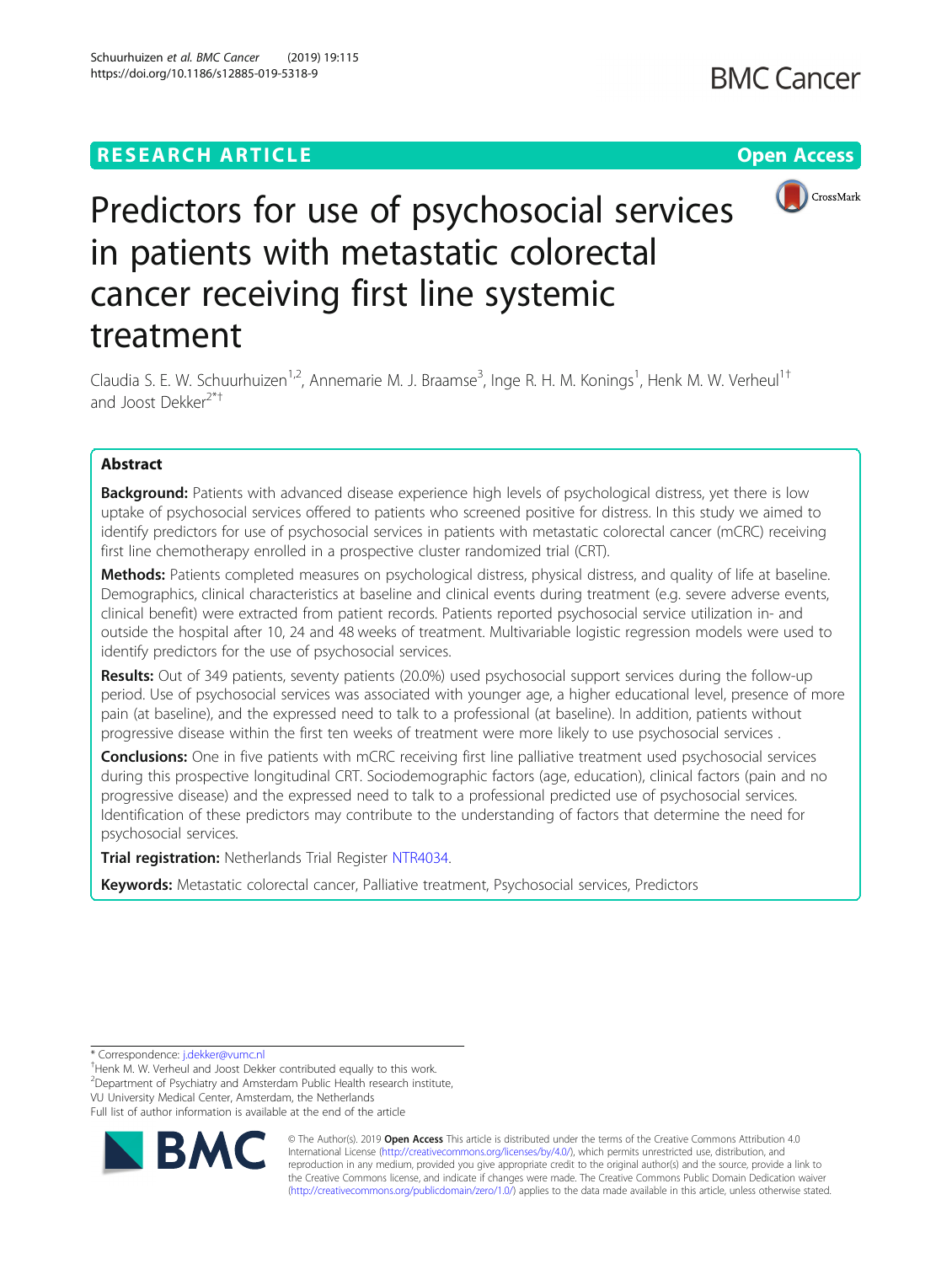RESEARCH ARTICLE

Open Access

# Predictors for use of psychosocial services in patients with metastatic colorectal cancer receiving first line systemic treatment

Claudia S. E. W. Schuurhuizen[1,2], Annemarie M. J. Braamse[3], Inge R. H. M. Konings[1], Henk M. W. Verheul[1†] and Joost Dekker[2*†]

## Abstract

**Background:** Patients with advanced disease experience high levels of psychological distress, yet there is low uptake of psychosocial services offered to patients who screened positive for distress. In this study we aimed to identify predictors for use of psychosocial services in patients with metastatic colorectal cancer (mCRC) receiving first line chemotherapy enrolled in a prospective cluster randomized trial (CRT).

**Methods:** Patients completed measures on psychological distress, physical distress, and quality of life at baseline. Demographics, clinical characteristics at baseline and clinical events during treatment (e.g. severe adverse events, clinical benefit) were extracted from patient records. Patients reported psychosocial service utilization in- and outside the hospital after 10, 24 and 48 weeks of treatment. Multivariable logistic regression models were used to identify predictors for the use of psychosocial services.

**Results:** Out of 349 patients, seventy patients (20.0%) used psychosocial support services during the follow-up period. Use of psychosocial services was associated with younger age, a higher educational level, presence of more pain (at baseline), and the expressed need to talk to a professional (at baseline). In addition, patients without progressive disease within the first ten weeks of treatment were more likely to use psychosocial services .

**Conclusions:** One in five patients with mCRC receiving first line palliative treatment used psychosocial services during this prospective longitudinal CRT. Sociodemographic factors (age, education), clinical factors (pain and no progressive disease) and the expressed need to talk to a professional predicted use of psychosocial services. Identification of these predictors may contribute to the understanding of factors that determine the need for psychosocial services.

**Trial registration:** Netherlands Trial Register NTR4034.

**Keywords:** Metastatic colorectal cancer, Palliative treatment, Psychosocial services, Predictors

---

\* Correspondence: j.dekker@vumc.nl

†Henk M. W. Verheul and Joost Dekker contributed equally to this work.

[2]Department of Psychiatry and Amsterdam Public Health research institute, VU University Medical Center, Amsterdam, the Netherlands

Full list of author information is available at the end of the article

© The Author(s). 2019 **Open Access** This article is distributed under the terms of the Creative Commons Attribution 4.0 International License (http://creativecommons.org/licenses/by/4.0/), which permits unrestricted use, distribution, and reproduction in any medium, provided you give appropriate credit to the original author(s) and the source, provide a link to the Creative Commons license, and indicate if changes were made. The Creative Commons Public Domain Dedication waiver (http://creativecommons.org/publicdomain/zero/1.0/) applies to the data made available in this article, unless otherwise stated.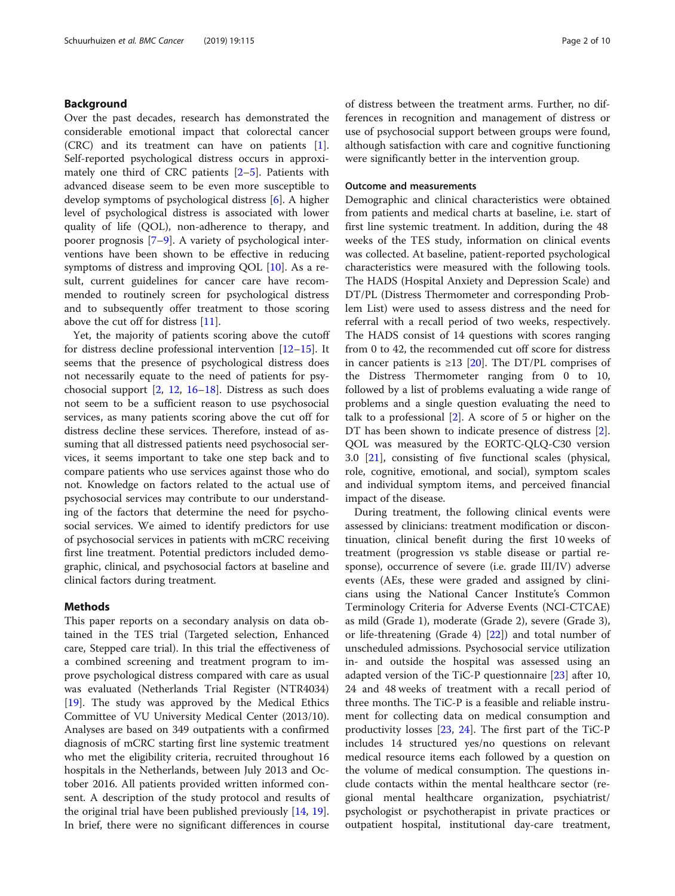## Background

Over the past decades, research has demonstrated the considerable emotional impact that colorectal cancer (CRC) and its treatment can have on patients [1]. Self-reported psychological distress occurs in approximately one third of CRC patients [2–5]. Patients with advanced disease seem to be even more susceptible to develop symptoms of psychological distress [6]. A higher level of psychological distress is associated with lower quality of life (QOL), non-adherence to therapy, and poorer prognosis [7–9]. A variety of psychological interventions have been shown to be effective in reducing symptoms of distress and improving QOL [10]. As a result, current guidelines for cancer care have recommended to routinely screen for psychological distress and to subsequently offer treatment to those scoring above the cut off for distress [11].

Yet, the majority of patients scoring above the cutoff for distress decline professional intervention [12–15]. It seems that the presence of psychological distress does not necessarily equate to the need of patients for psychosocial support [2, 12, 16–18]. Distress as such does not seem to be a sufficient reason to use psychosocial services, as many patients scoring above the cut off for distress decline these services. Therefore, instead of assuming that all distressed patients need psychosocial services, it seems important to take one step back and to compare patients who use services against those who do not. Knowledge on factors related to the actual use of psychosocial services may contribute to our understanding of the factors that determine the need for psychosocial services. We aimed to identify predictors for use of psychosocial services in patients with mCRC receiving first line treatment. Potential predictors included demographic, clinical, and psychosocial factors at baseline and clinical factors during treatment.

## Methods

This paper reports on a secondary analysis on data obtained in the TES trial (Targeted selection, Enhanced care, Stepped care trial). In this trial the effectiveness of a combined screening and treatment program to improve psychological distress compared with care as usual was evaluated (Netherlands Trial Register (NTR4034) [19]. The study was approved by the Medical Ethics Committee of VU University Medical Center (2013/10). Analyses are based on 349 outpatients with a confirmed diagnosis of mCRC starting first line systemic treatment who met the eligibility criteria, recruited throughout 16 hospitals in the Netherlands, between July 2013 and October 2016. All patients provided written informed consent. A description of the study protocol and results of the original trial have been published previously [14, 19]. In brief, there were no significant differences in course of distress between the treatment arms. Further, no differences in recognition and management of distress or use of psychosocial support between groups were found, although satisfaction with care and cognitive functioning were significantly better in the intervention group.

### Outcome and measurements

Demographic and clinical characteristics were obtained from patients and medical charts at baseline, i.e. start of first line systemic treatment. In addition, during the 48 weeks of the TES study, information on clinical events was collected. At baseline, patient-reported psychological characteristics were measured with the following tools. The HADS (Hospital Anxiety and Depression Scale) and DT/PL (Distress Thermometer and corresponding Problem List) were used to assess distress and the need for referral with a recall period of two weeks, respectively. The HADS consist of 14 questions with scores ranging from 0 to 42, the recommended cut off score for distress in cancer patients is ≥13 [20]. The DT/PL comprises of the Distress Thermometer ranging from 0 to 10, followed by a list of problems evaluating a wide range of problems and a single question evaluating the need to talk to a professional [2]. A score of 5 or higher on the DT has been shown to indicate presence of distress [2]. QOL was measured by the EORTC-QLQ-C30 version 3.0 [21], consisting of five functional scales (physical, role, cognitive, emotional, and social), symptom scales and individual symptom items, and perceived financial impact of the disease.

During treatment, the following clinical events were assessed by clinicians: treatment modification or discontinuation, clinical benefit during the first 10 weeks of treatment (progression vs stable disease or partial response), occurrence of severe (i.e. grade III/IV) adverse events (AEs, these were graded and assigned by clinicians using the National Cancer Institute's Common Terminology Criteria for Adverse Events (NCI-CTCAE) as mild (Grade 1), moderate (Grade 2), severe (Grade 3), or life-threatening (Grade 4) [22]) and total number of unscheduled admissions. Psychosocial service utilization in- and outside the hospital was assessed using an adapted version of the TiC-P questionnaire [23] after 10, 24 and 48 weeks of treatment with a recall period of three months. The TiC-P is a feasible and reliable instrument for collecting data on medical consumption and productivity losses [23, 24]. The first part of the TiC-P includes 14 structured yes/no questions on relevant medical resource items each followed by a question on the volume of medical consumption. The questions include contacts within the mental healthcare sector (regional mental healthcare organization, psychiatrist/psychologist or psychotherapist in private practices or outpatient hospital, institutional day-care treatment,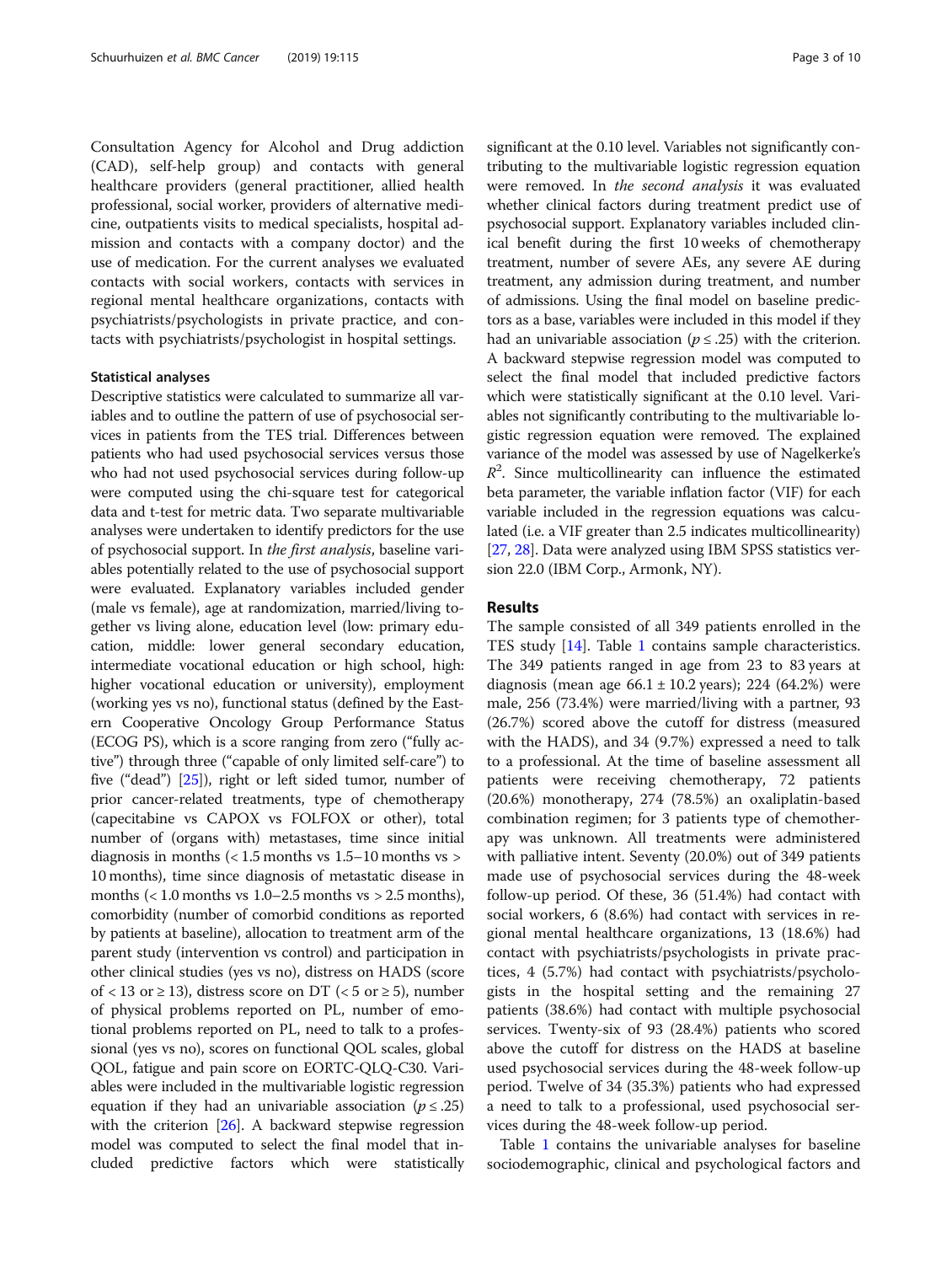Consultation Agency for Alcohol and Drug addiction (CAD), self-help group) and contacts with general healthcare providers (general practitioner, allied health professional, social worker, providers of alternative medicine, outpatients visits to medical specialists, hospital admission and contacts with a company doctor) and the use of medication. For the current analyses we evaluated contacts with social workers, contacts with services in regional mental healthcare organizations, contacts with psychiatrists/psychologists in private practice, and contacts with psychiatrists/psychologist in hospital settings.

### Statistical analyses

Descriptive statistics were calculated to summarize all variables and to outline the pattern of use of psychosocial services in patients from the TES trial. Differences between patients who had used psychosocial services versus those who had not used psychosocial services during follow-up were computed using the chi-square test for categorical data and t-test for metric data. Two separate multivariable analyses were undertaken to identify predictors for the use of psychosocial support. In *the first analysis*, baseline variables potentially related to the use of psychosocial support were evaluated. Explanatory variables included gender (male vs female), age at randomization, married/living together vs living alone, education level (low: primary education, middle: lower general secondary education, intermediate vocational education or high school, high: higher vocational education or university), employment (working yes vs no), functional status (defined by the Eastern Cooperative Oncology Group Performance Status (ECOG PS), which is a score ranging from zero ("fully active") through three ("capable of only limited self-care") to five ("dead") [25]), right or left sided tumor, number of prior cancer-related treatments, type of chemotherapy (capecitabine vs CAPOX vs FOLFOX or other), total number of (organs with) metastases, time since initial diagnosis in months (< 1.5 months vs 1.5–10 months vs > 10 months), time since diagnosis of metastatic disease in months (< 1.0 months vs 1.0–2.5 months vs > 2.5 months), comorbidity (number of comorbid conditions as reported by patients at baseline), allocation to treatment arm of the parent study (intervention vs control) and participation in other clinical studies (yes vs no), distress on HADS (score of < 13 or ≥ 13), distress score on DT (< 5 or ≥ 5), number of physical problems reported on PL, number of emotional problems reported on PL, need to talk to a professional (yes vs no), scores on functional QOL scales, global QOL, fatigue and pain score on EORTC-QLQ-C30. Variables were included in the multivariable logistic regression equation if they had an univariable association ($p \leq .25$) with the criterion [26]. A backward stepwise regression model was computed to select the final model that included predictive factors which were statistically significant at the 0.10 level. Variables not significantly contributing to the multivariable logistic regression equation were removed. In *the second analysis* it was evaluated whether clinical factors during treatment predict use of psychosocial support. Explanatory variables included clinical benefit during the first 10 weeks of chemotherapy treatment, number of severe AEs, any severe AE during treatment, any admission during treatment, and number of admissions. Using the final model on baseline predictors as a base, variables were included in this model if they had an univariable association ($p \leq .25$) with the criterion. A backward stepwise regression model was computed to select the final model that included predictive factors which were statistically significant at the 0.10 level. Variables not significantly contributing to the multivariable logistic regression equation were removed. The explained variance of the model was assessed by use of Nagelkerke's $R^2$. Since multicollinearity can influence the estimated beta parameter, the variable inflation factor (VIF) for each variable included in the regression equations was calculated (i.e. a VIF greater than 2.5 indicates multicollinearity) [27, 28]. Data were analyzed using IBM SPSS statistics version 22.0 (IBM Corp., Armonk, NY).

## Results

The sample consisted of all 349 patients enrolled in the TES study [14]. Table 1 contains sample characteristics. The 349 patients ranged in age from 23 to 83 years at diagnosis (mean age 66.1 ± 10.2 years); 224 (64.2%) were male, 256 (73.4%) were married/living with a partner, 93 (26.7%) scored above the cutoff for distress (measured with the HADS), and 34 (9.7%) expressed a need to talk to a professional. At the time of baseline assessment all patients were receiving chemotherapy, 72 patients (20.6%) monotherapy, 274 (78.5%) an oxaliplatin-based combination regimen; for 3 patients type of chemotherapy was unknown. All treatments were administered with palliative intent. Seventy (20.0%) out of 349 patients made use of psychosocial services during the 48-week follow-up period. Of these, 36 (51.4%) had contact with social workers, 6 (8.6%) had contact with services in regional mental healthcare organizations, 13 (18.6%) had contact with psychiatrists/psychologists in private practices, 4 (5.7%) had contact with psychiatrists/psychologists in the hospital setting and the remaining 27 patients (38.6%) had contact with multiple psychosocial services. Twenty-six of 93 (28.4%) patients who scored above the cutoff for distress on the HADS at baseline used psychosocial services during the 48-week follow-up period. Twelve of 34 (35.3%) patients who had expressed a need to talk to a professional, used psychosocial services during the 48-week follow-up period.

Table 1 contains the univariable analyses for baseline sociodemographic, clinical and psychological factors and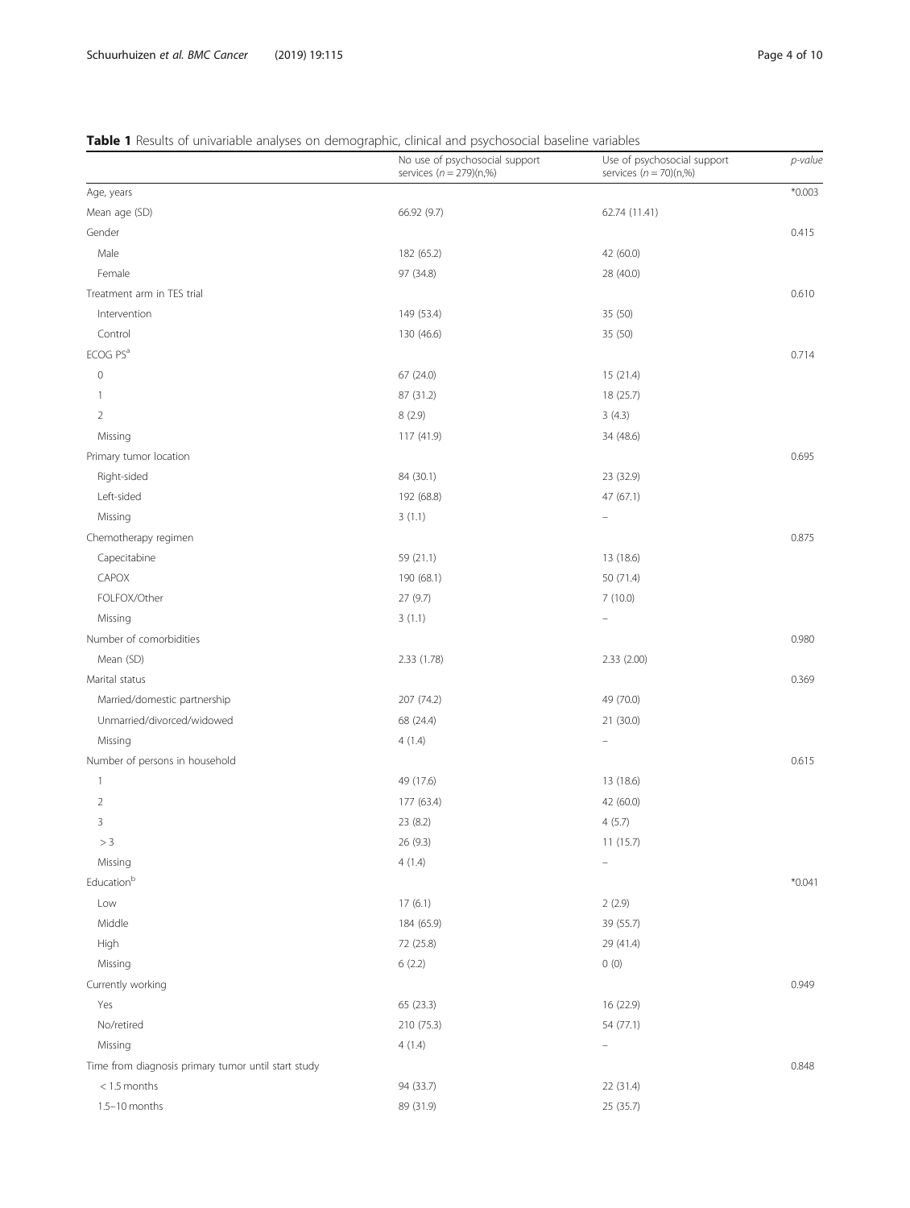**Table 1** Results of univariable analyses on demographic, clinical and psychosocial baseline variables

| | No use of psychosocial support services ($n = 279$)(n,%) | Use of psychosocial support services ($n = 70$)(n,%) | *p-value* |
|---|---|---|---|
| Age, years | | | *0.003 |
| Mean age (SD) | 66.92 (9.7) | 62.74 (11.41) | |
| Gender | | | 0.415 |
| Male | 182 (65.2) | 42 (60.0) | |
| Female | 97 (34.8) | 28 (40.0) | |
| Treatment arm in TES trial | | | 0.610 |
| Intervention | 149 (53.4) | 35 (50) | |
| Control | 130 (46.6) | 35 (50) | |
| ECOG PS[a] | | | 0.714 |
| 0 | 67 (24.0) | 15 (21.4) | |
| 1 | 87 (31.2) | 18 (25.7) | |
| 2 | 8 (2.9) | 3 (4.3) | |
| Missing | 117 (41.9) | 34 (48.6) | |
| Primary tumor location | | | 0.695 |
| Right-sided | 84 (30.1) | 23 (32.9) | |
| Left-sided | 192 (68.8) | 47 (67.1) | |
| Missing | 3 (1.1) | – | |
| Chemotherapy regimen | | | 0.875 |
| Capecitabine | 59 (21.1) | 13 (18.6) | |
| CAPOX | 190 (68.1) | 50 (71.4) | |
| FOLFOX/Other | 27 (9.7) | 7 (10.0) | |
| Missing | 3 (1.1) | – | |
| Number of comorbidities | | | 0.980 |
| Mean (SD) | 2.33 (1.78) | 2.33 (2.00) | |
| Marital status | | | 0.369 |
| Married/domestic partnership | 207 (74.2) | 49 (70.0) | |
| Unmarried/divorced/widowed | 68 (24.4) | 21 (30.0) | |
| Missing | 4 (1.4) | – | |
| Number of persons in household | | | 0.615 |
| 1 | 49 (17.6) | 13 (18.6) | |
| 2 | 177 (63.4) | 42 (60.0) | |
| 3 | 23 (8.2) | 4 (5.7) | |
| > 3 | 26 (9.3) | 11 (15.7) | |
| Missing | 4 (1.4) | – | |
| Education[b] | | | *0.041 |
| Low | 17 (6.1) | 2 (2.9) | |
| Middle | 184 (65.9) | 39 (55.7) | |
| High | 72 (25.8) | 29 (41.4) | |
| Missing | 6 (2.2) | 0 (0) | |
| Currently working | | | 0.949 |
| Yes | 65 (23.3) | 16 (22.9) | |
| No/retired | 210 (75.3) | 54 (77.1) | |
| Missing | 4 (1.4) | – | |
| Time from diagnosis primary tumor until start study | | | 0.848 |
| < 1.5 months | 94 (33.7) | 22 (31.4) | |
| 1.5–10 months | 89 (31.9) | 25 (35.7) | |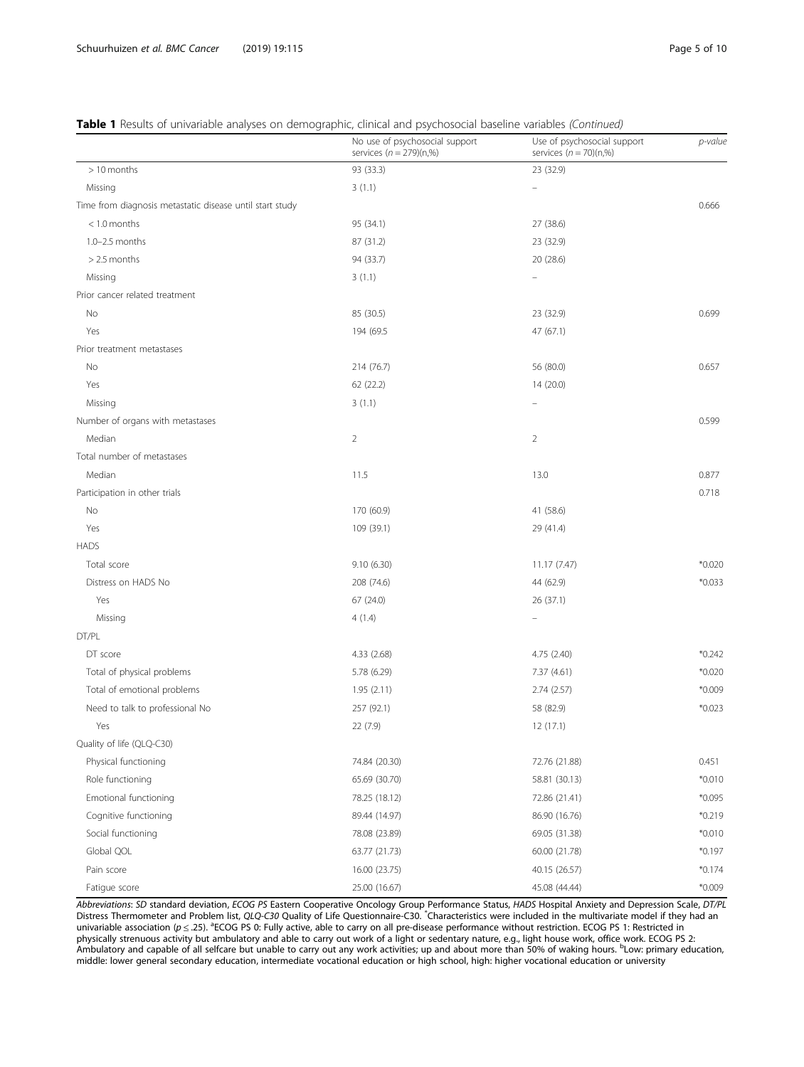**Table 1** Results of univariable analyses on demographic, clinical and psychosocial baseline variables *(Continued)*

| | No use of psychosocial support services ($n = 279$)(n,%) | Use of psychosocial support services ($n = 70$)(n,%) | *p-value* |
|---|---|---|---|
| > 10 months | 93 (33.3) | 23 (32.9) | |
| Missing | 3 (1.1) | – | |
| Time from diagnosis metastatic disease until start study | | | 0.666 |
| < 1.0 months | 95 (34.1) | 27 (38.6) | |
| 1.0–2.5 months | 87 (31.2) | 23 (32.9) | |
| > 2.5 months | 94 (33.7) | 20 (28.6) | |
| Missing | 3 (1.1) | – | |
| Prior cancer related treatment | | | |
| No | 85 (30.5) | 23 (32.9) | 0.699 |
| Yes | 194 (69.5 | 47 (67.1) | |
| Prior treatment metastases | | | |
| No | 214 (76.7) | 56 (80.0) | 0.657 |
| Yes | 62 (22.2) | 14 (20.0) | |
| Missing | 3 (1.1) | – | |
| Number of organs with metastases | | | 0.599 |
| Median | 2 | 2 | |
| Total number of metastases | | | |
| Median | 11.5 | 13.0 | 0.877 |
| Participation in other trials | | | 0.718 |
| No | 170 (60.9) | 41 (58.6) | |
| Yes | 109 (39.1) | 29 (41.4) | |
| HADS | | | |
| Total score | 9.10 (6.30) | 11.17 (7.47) | *0.020 |
| Distress on HADS No | 208 (74.6) | 44 (62.9) | *0.033 |
| Yes | 67 (24.0) | 26 (37.1) | |
| Missing | 4 (1.4) | – | |
| DT/PL | | | |
| DT score | 4.33 (2.68) | 4.75 (2.40) | *0.242 |
| Total of physical problems | 5.78 (6.29) | 7.37 (4.61) | *0.020 |
| Total of emotional problems | 1.95 (2.11) | 2.74 (2.57) | *0.009 |
| Need to talk to professional No | 257 (92.1) | 58 (82.9) | *0.023 |
| Yes | 22 (7.9) | 12 (17.1) | |
| Quality of life (QLQ-C30) | | | |
| Physical functioning | 74.84 (20.30) | 72.76 (21.88) | 0.451 |
| Role functioning | 65.69 (30.70) | 58.81 (30.13) | *0.010 |
| Emotional functioning | 78.25 (18.12) | 72.86 (21.41) | *0.095 |
| Cognitive functioning | 89.44 (14.97) | 86.90 (16.76) | *0.219 |
| Social functioning | 78.08 (23.89) | 69.05 (31.38) | *0.010 |
| Global QOL | 63.77 (21.73) | 60.00 (21.78) | *0.197 |
| Pain score | 16.00 (23.75) | 40.15 (26.57) | *0.174 |
| Fatigue score | 25.00 (16.67) | 45.08 (44.44) | *0.009 |

*Abbreviations*: *SD* standard deviation, *ECOG PS* Eastern Cooperative Oncology Group Performance Status, *HADS* Hospital Anxiety and Depression Scale, *DT/PL* Distress Thermometer and Problem list, *QLQ-C30* Quality of Life Questionnaire-C30. *Characteristics were included in the multivariate model if they had an univariable association ($p \leq .25$). [a]ECOG PS 0: Fully active, able to carry on all pre-disease performance without restriction. ECOG PS 1: Restricted in physically strenuous activity but ambulatory and able to carry out work of a light or sedentary nature, e.g., light house work, office work. ECOG PS 2: Ambulatory and capable of all selfcare but unable to carry out any work activities; up and about more than 50% of waking hours. [b]Low: primary education, middle: lower general secondary education, intermediate vocational education or high school, high: higher vocational education or university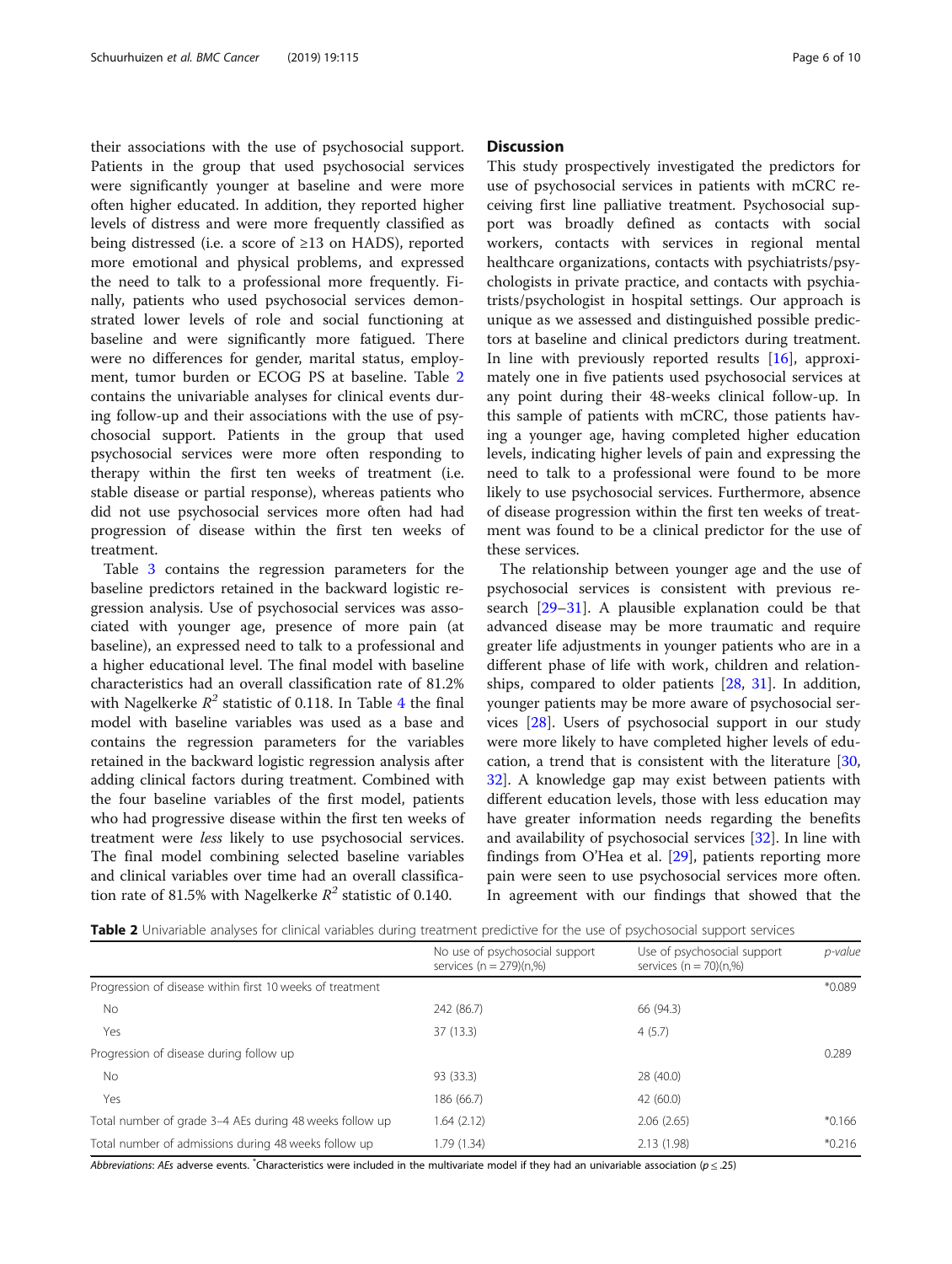their associations with the use of psychosocial support. Patients in the group that used psychosocial services were significantly younger at baseline and were more often higher educated. In addition, they reported higher levels of distress and were more frequently classified as being distressed (i.e. a score of ≥13 on HADS), reported more emotional and physical problems, and expressed the need to talk to a professional more frequently. Finally, patients who used psychosocial services demonstrated lower levels of role and social functioning at baseline and were significantly more fatigued. There were no differences for gender, marital status, employment, tumor burden or ECOG PS at baseline. Table 2 contains the univariable analyses for clinical events during follow-up and their associations with the use of psychosocial support. Patients in the group that used psychosocial services were more often responding to therapy within the first ten weeks of treatment (i.e. stable disease or partial response), whereas patients who did not use psychosocial services more often had had progression of disease within the first ten weeks of treatment.

Table 3 contains the regression parameters for the baseline predictors retained in the backward logistic regression analysis. Use of psychosocial services was associated with younger age, presence of more pain (at baseline), an expressed need to talk to a professional and a higher educational level. The final model with baseline characteristics had an overall classification rate of 81.2% with Nagelkerke $R^2$ statistic of 0.118. In Table 4 the final model with baseline variables was used as a base and contains the regression parameters for the variables retained in the backward logistic regression analysis after adding clinical factors during treatment. Combined with the four baseline variables of the first model, patients who had progressive disease within the first ten weeks of treatment were *less* likely to use psychosocial services. The final model combining selected baseline variables and clinical variables over time had an overall classification rate of 81.5% with Nagelkerke $R^2$ statistic of 0.140.

## Discussion

This study prospectively investigated the predictors for use of psychosocial services in patients with mCRC receiving first line palliative treatment. Psychosocial support was broadly defined as contacts with social workers, contacts with services in regional mental healthcare organizations, contacts with psychiatrists/psychologists in private practice, and contacts with psychiatrists/psychologist in hospital settings. Our approach is unique as we assessed and distinguished possible predictors at baseline and clinical predictors during treatment. In line with previously reported results [16], approximately one in five patients used psychosocial services at any point during their 48-weeks clinical follow-up. In this sample of patients with mCRC, those patients having a younger age, having completed higher education levels, indicating higher levels of pain and expressing the need to talk to a professional were found to be more likely to use psychosocial services. Furthermore, absence of disease progression within the first ten weeks of treatment was found to be a clinical predictor for the use of these services.

The relationship between younger age and the use of psychosocial services is consistent with previous research [29–31]. A plausible explanation could be that advanced disease may be more traumatic and require greater life adjustments in younger patients who are in a different phase of life with work, children and relationships, compared to older patients [28, 31]. In addition, younger patients may be more aware of psychosocial services [28]. Users of psychosocial support in our study were more likely to have completed higher levels of education, a trend that is consistent with the literature [30, 32]. A knowledge gap may exist between patients with different education levels, those with less education may have greater information needs regarding the benefits and availability of psychosocial services [32]. In line with findings from O'Hea et al. [29], patients reporting more pain were seen to use psychosocial services more often. In agreement with our findings that showed that the

**Table 2** Univariable analyses for clinical variables during treatment predictive for the use of psychosocial support services

| | No use of psychosocial support services (n = 279)(n,%) | Use of psychosocial support services (n = 70)(n,%) | *p-value* |
|---|---|---|---|
| Progression of disease within first 10 weeks of treatment | | | *0.089 |
| No | 242 (86.7) | 66 (94.3) | |
| Yes | 37 (13.3) | 4 (5.7) | |
| Progression of disease during follow up | | | 0.289 |
| No | 93 (33.3) | 28 (40.0) | |
| Yes | 186 (66.7) | 42 (60.0) | |
| Total number of grade 3–4 AEs during 48 weeks follow up | 1.64 (2.12) | 2.06 (2.65) | *0.166 |
| Total number of admissions during 48 weeks follow up | 1.79 (1.34) | 2.13 (1.98) | *0.216 |

*Abbreviations*: *AEs* adverse events. *Characteristics were included in the multivariate model if they had an univariable association ($p \leq .25$)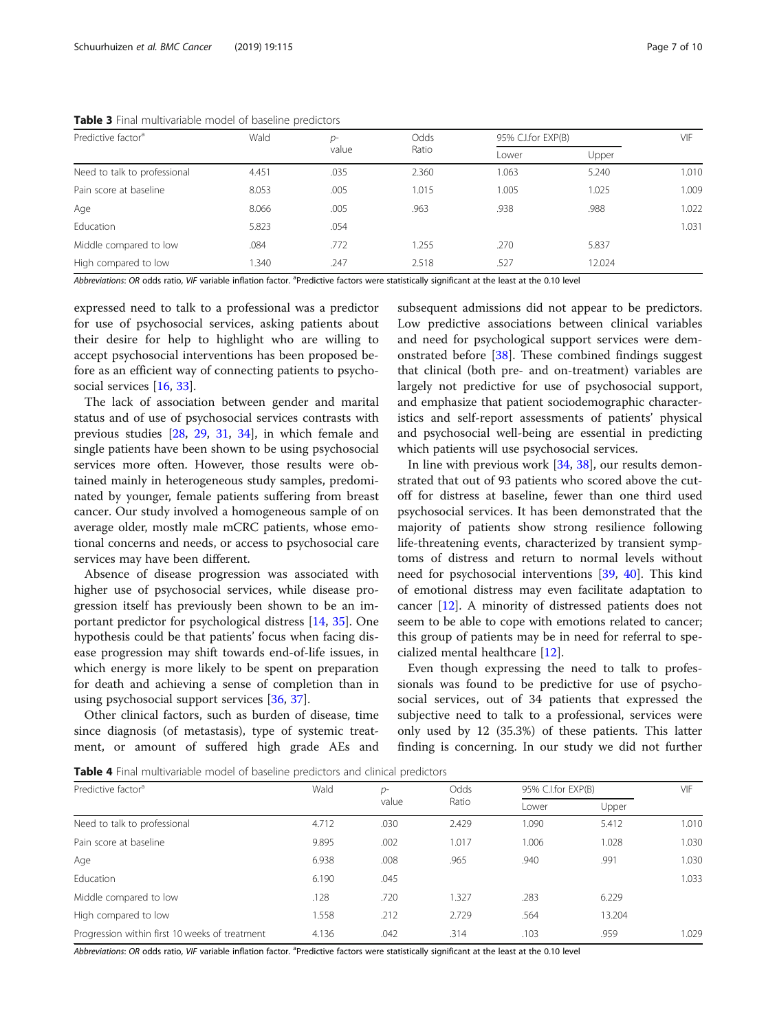**Table 3** Final multivariable model of baseline predictors

| Predictive factor[a] | Wald | p-value | Odds Ratio | 95% C.I.for EXP(B) | | VIF |
|---|---|---|---|---|---|---|
| | | | | Lower | Upper | |
| Need to talk to professional | 4.451 | .035 | 2.360 | 1.063 | 5.240 | 1.010 |
| Pain score at baseline | 8.053 | .005 | 1.015 | 1.005 | 1.025 | 1.009 |
| Age | 8.066 | .005 | .963 | .938 | .988 | 1.022 |
| Education | 5.823 | .054 | | | | 1.031 |
| Middle compared to low | .084 | .772 | 1.255 | .270 | 5.837 | |
| High compared to low | 1.340 | .247 | 2.518 | .527 | 12.024 | |

*Abbreviations*: *OR* odds ratio, *VIF* variable inflation factor. [a]Predictive factors were statistically significant at the least at the 0.10 level

expressed need to talk to a professional was a predictor for use of psychosocial services, asking patients about their desire for help to highlight who are willing to accept psychosocial interventions has been proposed before as an efficient way of connecting patients to psychosocial services [16, 33].

The lack of association between gender and marital status and of use of psychosocial services contrasts with previous studies [28, 29, 31, 34], in which female and single patients have been shown to be using psychosocial services more often. However, those results were obtained mainly in heterogeneous study samples, predominated by younger, female patients suffering from breast cancer. Our study involved a homogeneous sample of on average older, mostly male mCRC patients, whose emotional concerns and needs, or access to psychosocial care services may have been different.

Absence of disease progression was associated with higher use of psychosocial services, while disease progression itself has previously been shown to be an important predictor for psychological distress [14, 35]. One hypothesis could be that patients' focus when facing disease progression may shift towards end-of-life issues, in which energy is more likely to be spent on preparation for death and achieving a sense of completion than in using psychosocial support services [36, 37].

Other clinical factors, such as burden of disease, time since diagnosis (of metastasis), type of systemic treatment, or amount of suffered high grade AEs and subsequent admissions did not appear to be predictors. Low predictive associations between clinical variables and need for psychological support services were demonstrated before [38]. These combined findings suggest that clinical (both pre- and on-treatment) variables are largely not predictive for use of psychosocial support, and emphasize that patient sociodemographic characteristics and self-report assessments of patients' physical and psychosocial well-being are essential in predicting which patients will use psychosocial services.

In line with previous work [34, 38], our results demonstrated that out of 93 patients who scored above the cut-off for distress at baseline, fewer than one third used psychosocial services. It has been demonstrated that the majority of patients show strong resilience following life-threatening events, characterized by transient symptoms of distress and return to normal levels without need for psychosocial interventions [39, 40]. This kind of emotional distress may even facilitate adaptation to cancer [12]. A minority of distressed patients does not seem to be able to cope with emotions related to cancer; this group of patients may be in need for referral to specialized mental healthcare [12].

Even though expressing the need to talk to professionals was found to be predictive for use of psychosocial services, out of 34 patients that expressed the subjective need to talk to a professional, services were only used by 12 (35.3%) of these patients. This latter finding is concerning. In our study we did not further

**Table 4** Final multivariable model of baseline predictors and clinical predictors

| Predictive factor[a] | Wald | p-value | Odds Ratio | 95% C.I.for EXP(B) | | VIF |
|---|---|---|---|---|---|---|
| | | | | Lower | Upper | |
| Need to talk to professional | 4.712 | .030 | 2.429 | 1.090 | 5.412 | 1.010 |
| Pain score at baseline | 9.895 | .002 | 1.017 | 1.006 | 1.028 | 1.030 |
| Age | 6.938 | .008 | .965 | .940 | .991 | 1.030 |
| Education | 6.190 | .045 | | | | 1.033 |
| Middle compared to low | .128 | .720 | 1.327 | .283 | 6.229 | |
| High compared to low | 1.558 | .212 | 2.729 | .564 | 13.204 | |
| Progression within first 10 weeks of treatment | 4.136 | .042 | .314 | .103 | .959 | 1.029 |

*Abbreviations*: *OR* odds ratio, *VIF* variable inflation factor. [a]Predictive factors were statistically significant at the least at the 0.10 level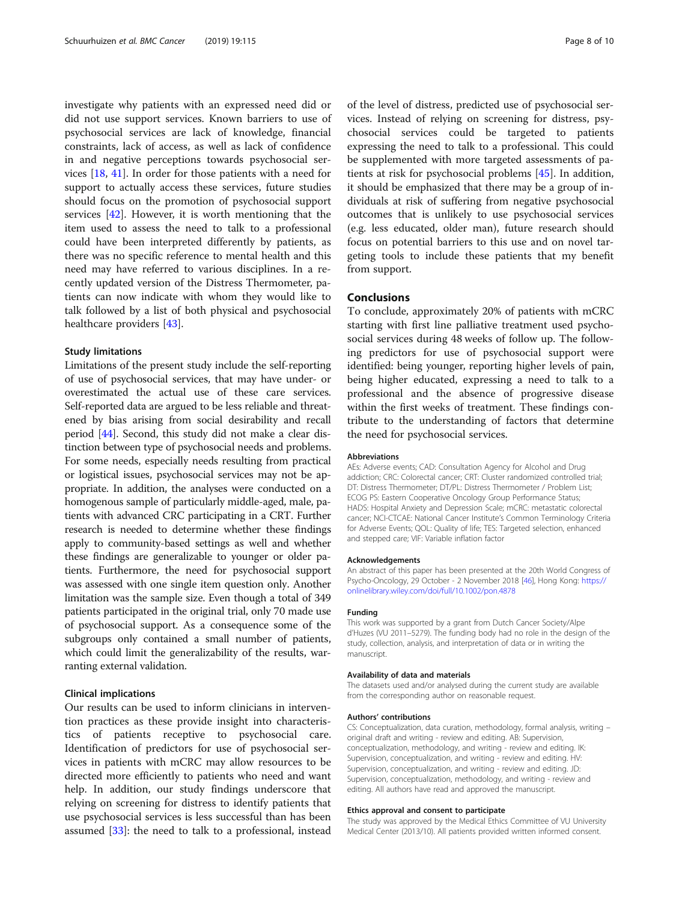investigate why patients with an expressed need did or did not use support services. Known barriers to use of psychosocial services are lack of knowledge, financial constraints, lack of access, as well as lack of confidence in and negative perceptions towards psychosocial services [18, 41]. In order for those patients with a need for support to actually access these services, future studies should focus on the promotion of psychosocial support services [42]. However, it is worth mentioning that the item used to assess the need to talk to a professional could have been interpreted differently by patients, as there was no specific reference to mental health and this need may have referred to various disciplines. In a recently updated version of the Distress Thermometer, patients can now indicate with whom they would like to talk followed by a list of both physical and psychosocial healthcare providers [43].

### Study limitations

Limitations of the present study include the self-reporting of use of psychosocial services, that may have under- or overestimated the actual use of these care services. Self-reported data are argued to be less reliable and threatened by bias arising from social desirability and recall period [44]. Second, this study did not make a clear distinction between type of psychosocial needs and problems. For some needs, especially needs resulting from practical or logistical issues, psychosocial services may not be appropriate. In addition, the analyses were conducted on a homogenous sample of particularly middle-aged, male, patients with advanced CRC participating in a CRT. Further research is needed to determine whether these findings apply to community-based settings as well and whether these findings are generalizable to younger or older patients. Furthermore, the need for psychosocial support was assessed with one single item question only. Another limitation was the sample size. Even though a total of 349 patients participated in the original trial, only 70 made use of psychosocial support. As a consequence some of the subgroups only contained a small number of patients, which could limit the generalizability of the results, warranting external validation.

### Clinical implications

Our results can be used to inform clinicians in intervention practices as these provide insight into characteristics of patients receptive to psychosocial care. Identification of predictors for use of psychosocial services in patients with mCRC may allow resources to be directed more efficiently to patients who need and want help. In addition, our study findings underscore that relying on screening for distress to identify patients that use psychosocial services is less successful than has been assumed [33]: the need to talk to a professional, instead of the level of distress, predicted use of psychosocial services. Instead of relying on screening for distress, psychosocial services could be targeted to patients expressing the need to talk to a professional. This could be supplemented with more targeted assessments of patients at risk for psychosocial problems [45]. In addition, it should be emphasized that there may be a group of individuals at risk of suffering from negative psychosocial outcomes that is unlikely to use psychosocial services (e.g. less educated, older man), future research should focus on potential barriers to this use and on novel targeting tools to include these patients that my benefit from support.

## Conclusions

To conclude, approximately 20% of patients with mCRC starting with first line palliative treatment used psychosocial services during 48 weeks of follow up. The following predictors for use of psychosocial support were identified: being younger, reporting higher levels of pain, being higher educated, expressing a need to talk to a professional and the absence of progressive disease within the first weeks of treatment. These findings contribute to the understanding of factors that determine the need for psychosocial services.

#### Abbreviations

AEs: Adverse events; CAD: Consultation Agency for Alcohol and Drug addiction; CRC: Colorectal cancer; CRT: Cluster randomized controlled trial; DT: Distress Thermometer; DT/PL: Distress Thermometer / Problem List; ECOG PS: Eastern Cooperative Oncology Group Performance Status; HADS: Hospital Anxiety and Depression Scale; mCRC: metastatic colorectal cancer; NCI-CTCAE: National Cancer Institute's Common Terminology Criteria for Adverse Events; QOL: Quality of life; TES: Targeted selection, enhanced and stepped care; VIF: Variable inflation factor

#### Acknowledgements

An abstract of this paper has been presented at the 20th World Congress of Psycho-Oncology, 29 October - 2 November 2018 [46], Hong Kong: https://onlinelibrary.wiley.com/doi/full/10.1002/pon.4878

#### Funding

This work was supported by a grant from Dutch Cancer Society/Alpe d'Huzes (VU 2011–5279). The funding body had no role in the design of the study, collection, analysis, and interpretation of data or in writing the manuscript.

#### Availability of data and materials

The datasets used and/or analysed during the current study are available from the corresponding author on reasonable request.

#### Authors' contributions

CS: Conceptualization, data curation, methodology, formal analysis, writing – original draft and writing - review and editing. AB: Supervision, conceptualization, methodology, and writing - review and editing. IK: Supervision, conceptualization, and writing - review and editing. HV: Supervision, conceptualization, and writing - review and editing. JD: Supervision, conceptualization, methodology, and writing - review and editing. All authors have read and approved the manuscript.

#### Ethics approval and consent to participate

The study was approved by the Medical Ethics Committee of VU University Medical Center (2013/10). All patients provided written informed consent.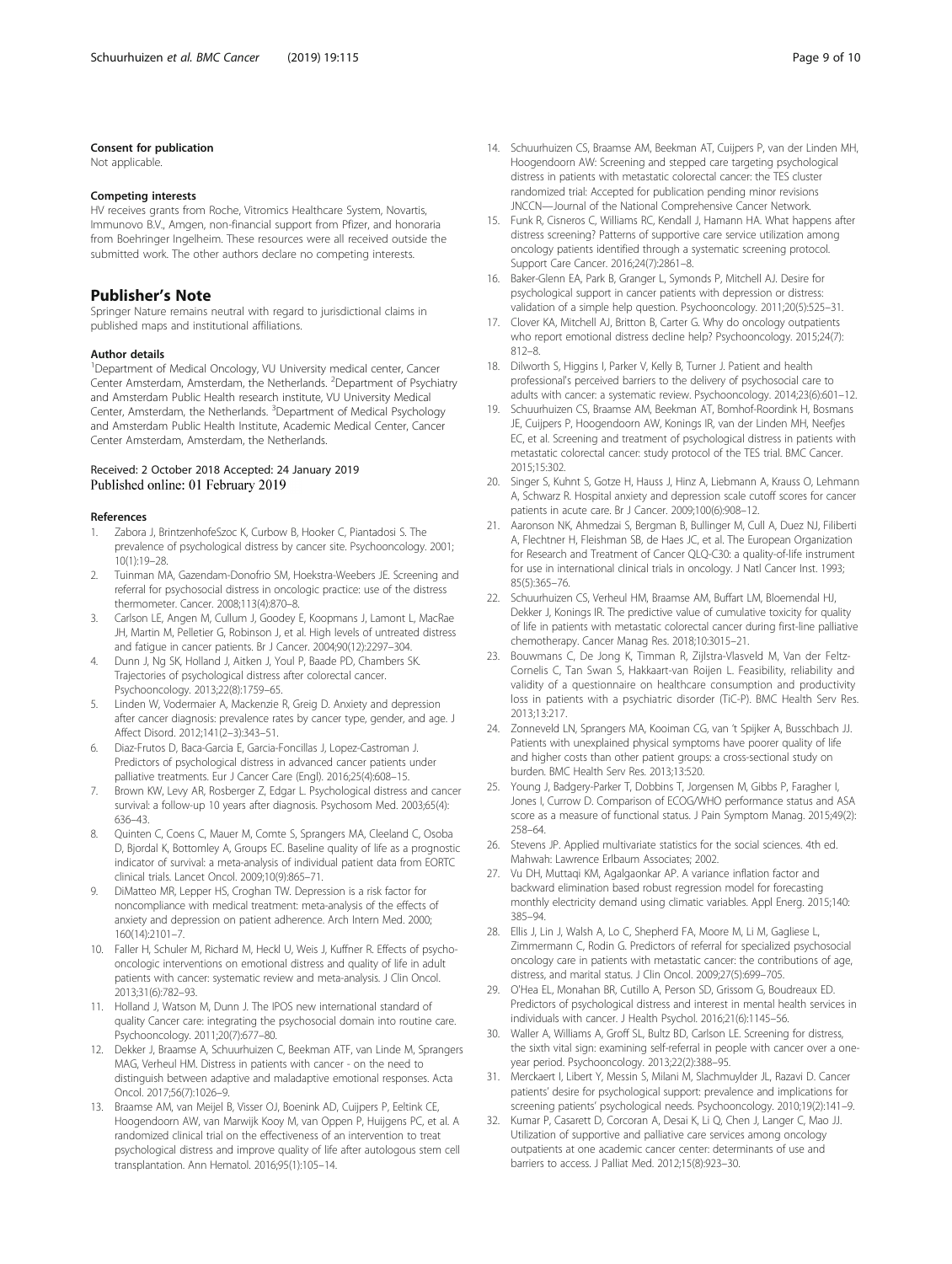#### Consent for publication
Not applicable.

#### Competing interests
HV receives grants from Roche, Vitromics Healthcare System, Novartis, Immunovo B.V., Amgen, non-financial support from Pfizer, and honoraria from Boehringer Ingelheim. These resources were all received outside the submitted work. The other authors declare no competing interests.

## Publisher's Note
Springer Nature remains neutral with regard to jurisdictional claims in published maps and institutional affiliations.

#### Author details
[1]Department of Medical Oncology, VU University medical center, Cancer Center Amsterdam, Amsterdam, the Netherlands. [2]Department of Psychiatry and Amsterdam Public Health research institute, VU University Medical Center, Amsterdam, the Netherlands. [3]Department of Medical Psychology and Amsterdam Public Health Institute, Academic Medical Center, Cancer Center Amsterdam, Amsterdam, the Netherlands.

Received: 2 October 2018 Accepted: 24 January 2019
Published online: 01 February 2019

#### References
1. Zabora J, BrintzenhofeSzoc K, Curbow B, Hooker C, Piantadosi S. The prevalence of psychological distress by cancer site. Psychooncology. 2001; 10(1):19–28.
2. Tuinman MA, Gazendam-Donofrio SM, Hoekstra-Weebers JE. Screening and referral for psychosocial distress in oncologic practice: use of the distress thermometer. Cancer. 2008;113(4):870–8.
3. Carlson LE, Angen M, Cullum J, Goodey E, Koopmans J, Lamont L, MacRae JH, Martin M, Pelletier G, Robinson J, et al. High levels of untreated distress and fatigue in cancer patients. Br J Cancer. 2004;90(12):2297–304.
4. Dunn J, Ng SK, Holland J, Aitken J, Youl P, Baade PD, Chambers SK. Trajectories of psychological distress after colorectal cancer. Psychooncology. 2013;22(8):1759–65.
5. Linden W, Vodermaier A, Mackenzie R, Greig D. Anxiety and depression after cancer diagnosis: prevalence rates by cancer type, gender, and age. J Affect Disord. 2012;141(2–3):343–51.
6. Diaz-Frutos D, Baca-Garcia E, Garcia-Foncillas J, Lopez-Castroman J. Predictors of psychological distress in advanced cancer patients under palliative treatments. Eur J Cancer Care (Engl). 2016;25(4):608–15.
7. Brown KW, Levy AR, Rosberger Z, Edgar L. Psychological distress and cancer survival: a follow-up 10 years after diagnosis. Psychosom Med. 2003;65(4): 636–43.
8. Quinten C, Coens C, Mauer M, Comte S, Sprangers MA, Cleeland C, Osoba D, Bjordal K, Bottomley A, Groups EC. Baseline quality of life as a prognostic indicator of survival: a meta-analysis of individual patient data from EORTC clinical trials. Lancet Oncol. 2009;10(9):865–71.
9. DiMatteo MR, Lepper HS, Croghan TW. Depression is a risk factor for noncompliance with medical treatment: meta-analysis of the effects of anxiety and depression on patient adherence. Arch Intern Med. 2000; 160(14):2101–7.
10. Faller H, Schuler M, Richard M, Heckl U, Weis J, Kuffner R. Effects of psycho-oncologic interventions on emotional distress and quality of life in adult patients with cancer: systematic review and meta-analysis. J Clin Oncol. 2013;31(6):782–93.
11. Holland J, Watson M, Dunn J. The IPOS new international standard of quality Cancer care: integrating the psychosocial domain into routine care. Psychooncology. 2011;20(7):677–80.
12. Dekker J, Braamse A, Schuurhuizen C, Beekman ATF, van Linde M, Sprangers MAG, Verheul HM. Distress in patients with cancer - on the need to distinguish between adaptive and maladaptive emotional responses. Acta Oncol. 2017;56(7):1026–9.
13. Braamse AM, van Meijel B, Visser OJ, Boenink AD, Cuijpers P, Eeltink CE, Hoogendoorn AW, van Marwijk Kooy M, van Oppen P, Huijgens PC, et al. A randomized clinical trial on the effectiveness of an intervention to treat psychological distress and improve quality of life after autologous stem cell transplantation. Ann Hematol. 2016;95(1):105–14.
14. Schuurhuizen CS, Braamse AM, Beekman AT, Cuijpers P, van der Linden MH, Hoogendoorn AW: Screening and stepped care targeting psychological distress in patients with metastatic colorectal cancer: the TES cluster randomized trial: Accepted for publication pending minor revisions JNCCN—Journal of the National Comprehensive Cancer Network.
15. Funk R, Cisneros C, Williams RC, Kendall J, Hamann HA. What happens after distress screening? Patterns of supportive care service utilization among oncology patients identified through a systematic screening protocol. Support Care Cancer. 2016;24(7):2861–8.
16. Baker-Glenn EA, Park B, Granger L, Symonds P, Mitchell AJ. Desire for psychological support in cancer patients with depression or distress: validation of a simple help question. Psychooncology. 2011;20(5):525–31.
17. Clover KA, Mitchell AJ, Britton B, Carter G. Why do oncology outpatients who report emotional distress decline help? Psychooncology. 2015;24(7): 812–8.
18. Dilworth S, Higgins I, Parker V, Kelly B, Turner J. Patient and health professional's perceived barriers to the delivery of psychosocial care to adults with cancer: a systematic review. Psychooncology. 2014;23(6):601–12.
19. Schuurhuizen CS, Braamse AM, Beekman AT, Bomhof-Roordink H, Bosmans JE, Cuijpers P, Hoogendoorn AW, Konings IR, van der Linden MH, Neefjes EC, et al. Screening and treatment of psychological distress in patients with metastatic colorectal cancer: study protocol of the TES trial. BMC Cancer. 2015;15:302.
20. Singer S, Kuhnt S, Gotze H, Hauss J, Hinz A, Liebmann A, Krauss O, Lehmann A, Schwarz R. Hospital anxiety and depression scale cutoff scores for cancer patients in acute care. Br J Cancer. 2009;100(6):908–12.
21. Aaronson NK, Ahmedzai S, Bergman B, Bullinger M, Cull A, Duez NJ, Filiberti A, Flechtner H, Fleishman SB, de Haes JC, et al. The European Organization for Research and Treatment of Cancer QLQ-C30: a quality-of-life instrument for use in international clinical trials in oncology. J Natl Cancer Inst. 1993; 85(5):365–76.
22. Schuurhuizen CS, Verheul HM, Braamse AM, Buffart LM, Bloemendal HJ, Dekker J, Konings IR. The predictive value of cumulative toxicity for quality of life in patients with metastatic colorectal cancer during first-line palliative chemotherapy. Cancer Manag Res. 2018;10:3015–21.
23. Bouwmans C, De Jong K, Timman R, Zijlstra-Vlasveld M, Van der Feltz-Cornelis C, Tan Swan S, Hakkaart-van Roijen L. Feasibility, reliability and validity of a questionnaire on healthcare consumption and productivity loss in patients with a psychiatric disorder (TiC-P). BMC Health Serv Res. 2013;13:217.
24. Zonneveld LN, Sprangers MA, Kooiman CG, van 't Spijker A, Busschbach JJ. Patients with unexplained physical symptoms have poorer quality of life and higher costs than other patient groups: a cross-sectional study on burden. BMC Health Serv Res. 2013;13:520.
25. Young J, Badgery-Parker T, Dobbins T, Jorgensen M, Gibbs P, Faragher I, Jones I, Currow D. Comparison of ECOG/WHO performance status and ASA score as a measure of functional status. J Pain Symptom Manag. 2015;49(2): 258–64.
26. Stevens JP. Applied multivariate statistics for the social sciences. 4th ed. Mahwah: Lawrence Erlbaum Associates; 2002.
27. Vu DH, Muttaqi KM, Agalgaonkar AP. A variance inflation factor and backward elimination based robust regression model for forecasting monthly electricity demand using climatic variables. Appl Energ. 2015;140: 385–94.
28. Ellis J, Lin J, Walsh A, Lo C, Shepherd FA, Moore M, Li M, Gagliese L, Zimmermann C, Rodin G. Predictors of referral for specialized psychosocial oncology care in patients with metastatic cancer: the contributions of age, distress, and marital status. J Clin Oncol. 2009;27(5):699–705.
29. O'Hea EL, Monahan BR, Cutillo A, Person SD, Grissom G, Boudreaux ED. Predictors of psychological distress and interest in mental health services in individuals with cancer. J Health Psychol. 2016;21(6):1145–56.
30. Waller A, Williams A, Groff SL, Bultz BD, Carlson LE. Screening for distress, the sixth vital sign: examining self-referral in people with cancer over a one-year period. Psychooncology. 2013;22(2):388–95.
31. Merckaert I, Libert Y, Messin S, Milani M, Slachmuylder JL, Razavi D. Cancer patients' desire for psychological support: prevalence and implications for screening patients' psychological needs. Psychooncology. 2010;19(2):141–9.
32. Kumar P, Casarett D, Corcoran A, Desai K, Li Q, Chen J, Langer C, Mao JJ. Utilization of supportive and palliative care services among oncology outpatients at one academic cancer center: determinants of use and barriers to access. J Palliat Med. 2012;15(8):923–30.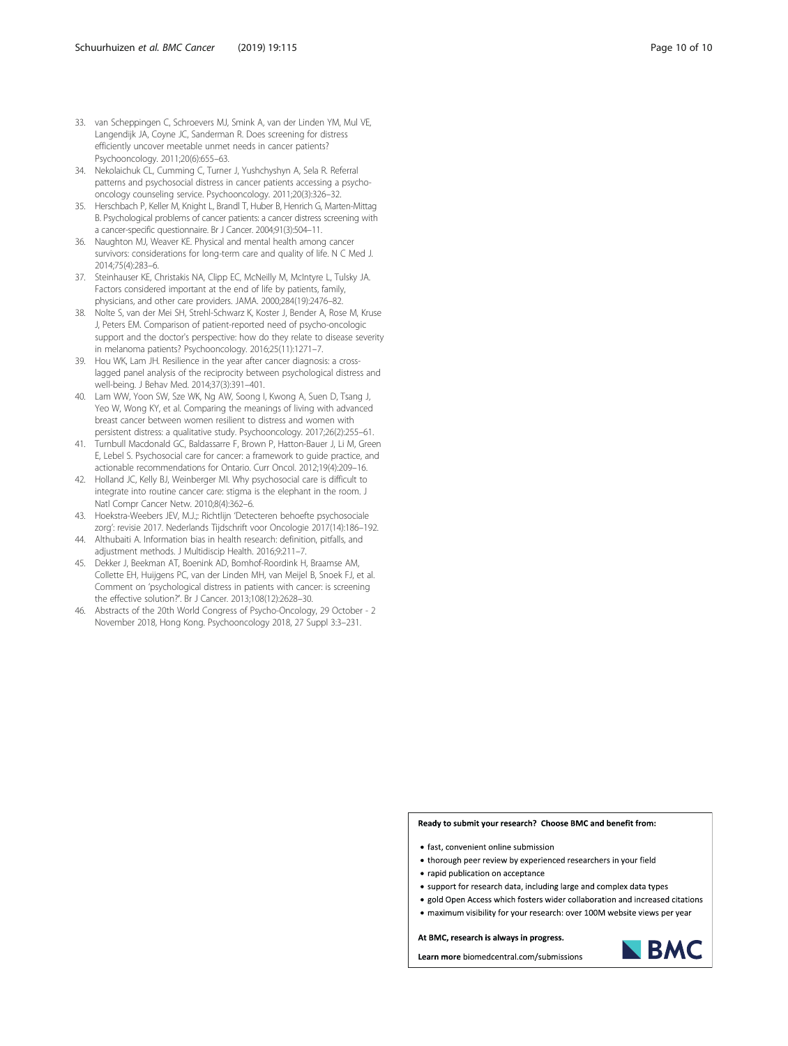33. van Scheppingen C, Schroevers MJ, Smink A, van der Linden YM, Mul VE, Langendijk JA, Coyne JC, Sanderman R. Does screening for distress efficiently uncover meetable unmet needs in cancer patients? Psychooncology. 2011;20(6):655–63.
34. Nekolaichuk CL, Cumming C, Turner J, Yushchyshyn A, Sela R. Referral patterns and psychosocial distress in cancer patients accessing a psycho-oncology counseling service. Psychooncology. 2011;20(3):326–32.
35. Herschbach P, Keller M, Knight L, Brandl T, Huber B, Henrich G, Marten-Mittag B. Psychological problems of cancer patients: a cancer distress screening with a cancer-specific questionnaire. Br J Cancer. 2004;91(3):504–11.
36. Naughton MJ, Weaver KE. Physical and mental health among cancer survivors: considerations for long-term care and quality of life. N C Med J. 2014;75(4):283–6.
37. Steinhauser KE, Christakis NA, Clipp EC, McNeilly M, McIntyre L, Tulsky JA. Factors considered important at the end of life by patients, family, physicians, and other care providers. JAMA. 2000;284(19):2476–82.
38. Nolte S, van der Mei SH, Strehl-Schwarz K, Koster J, Bender A, Rose M, Kruse J, Peters EM. Comparison of patient-reported need of psycho-oncologic support and the doctor's perspective: how do they relate to disease severity in melanoma patients? Psychooncology. 2016;25(11):1271–7.
39. Hou WK, Lam JH. Resilience in the year after cancer diagnosis: a cross-lagged panel analysis of the reciprocity between psychological distress and well-being. J Behav Med. 2014;37(3):391–401.
40. Lam WW, Yoon SW, Sze WK, Ng AW, Soong I, Kwong A, Suen D, Tsang J, Yeo W, Wong KY, et al. Comparing the meanings of living with advanced breast cancer between women resilient to distress and women with persistent distress: a qualitative study. Psychooncology. 2017;26(2):255–61.
41. Turnbull Macdonald GC, Baldassarre F, Brown P, Hatton-Bauer J, Li M, Green E, Lebel S. Psychosocial care for cancer: a framework to guide practice, and actionable recommendations for Ontario. Curr Oncol. 2012;19(4):209–16.
42. Holland JC, Kelly BJ, Weinberger MI. Why psychosocial care is difficult to integrate into routine cancer care: stigma is the elephant in the room. J Natl Compr Cancer Netw. 2010;8(4):362–6.
43. Hoekstra-Weebers JEV, M.J.;: Richtlijn 'Detecteren behoefte psychosociale zorg': revisie 2017. Nederlands Tijdschrift voor Oncologie 2017(14):186–192.
44. Althubaiti A. Information bias in health research: definition, pitfalls, and adjustment methods. J Multidiscip Health. 2016;9:211–7.
45. Dekker J, Beekman AT, Boenink AD, Bomhof-Roordink H, Braamse AM, Collette EH, Huijgens PC, van der Linden MH, van Meijel B, Snoek FJ, et al. Comment on 'psychological distress in patients with cancer: is screening the effective solution?'. Br J Cancer. 2013;108(12):2628–30.
46. Abstracts of the 20th World Congress of Psycho-Oncology, 29 October - 2 November 2018, Hong Kong. Psychooncology 2018, 27 Suppl 3:3–231.

**Ready to submit your research? Choose BMC and benefit from:**

- fast, convenient online submission
- thorough peer review by experienced researchers in your field
- rapid publication on acceptance
- support for research data, including large and complex data types
- gold Open Access which fosters wider collaboration and increased citations
- maximum visibility for your research: over 100M website views per year

**At BMC, research is always in progress.**

**Learn more** biomedcentral.com/submissions

BMC